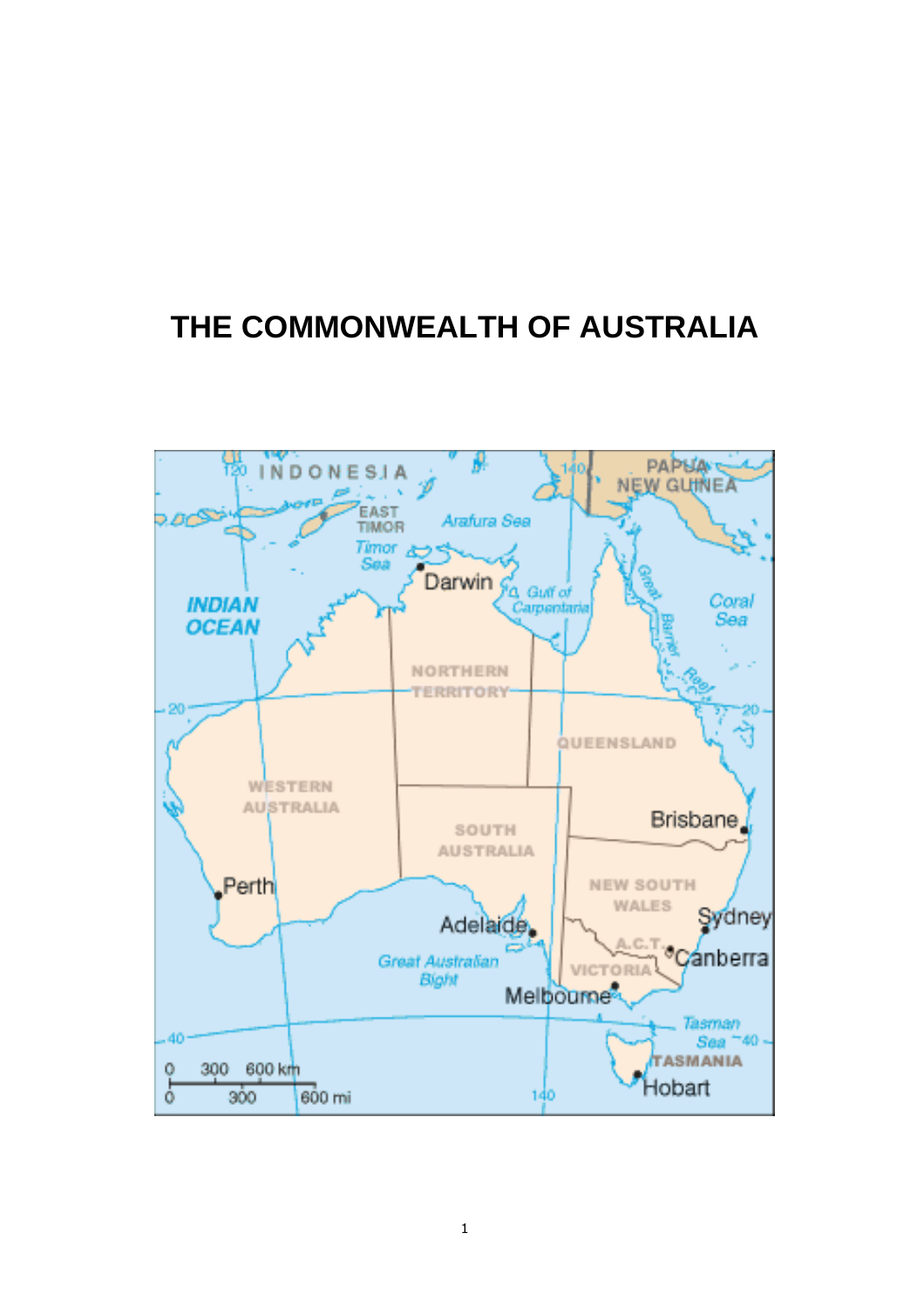# THE COMMONWEALTH OF AUSTRALIA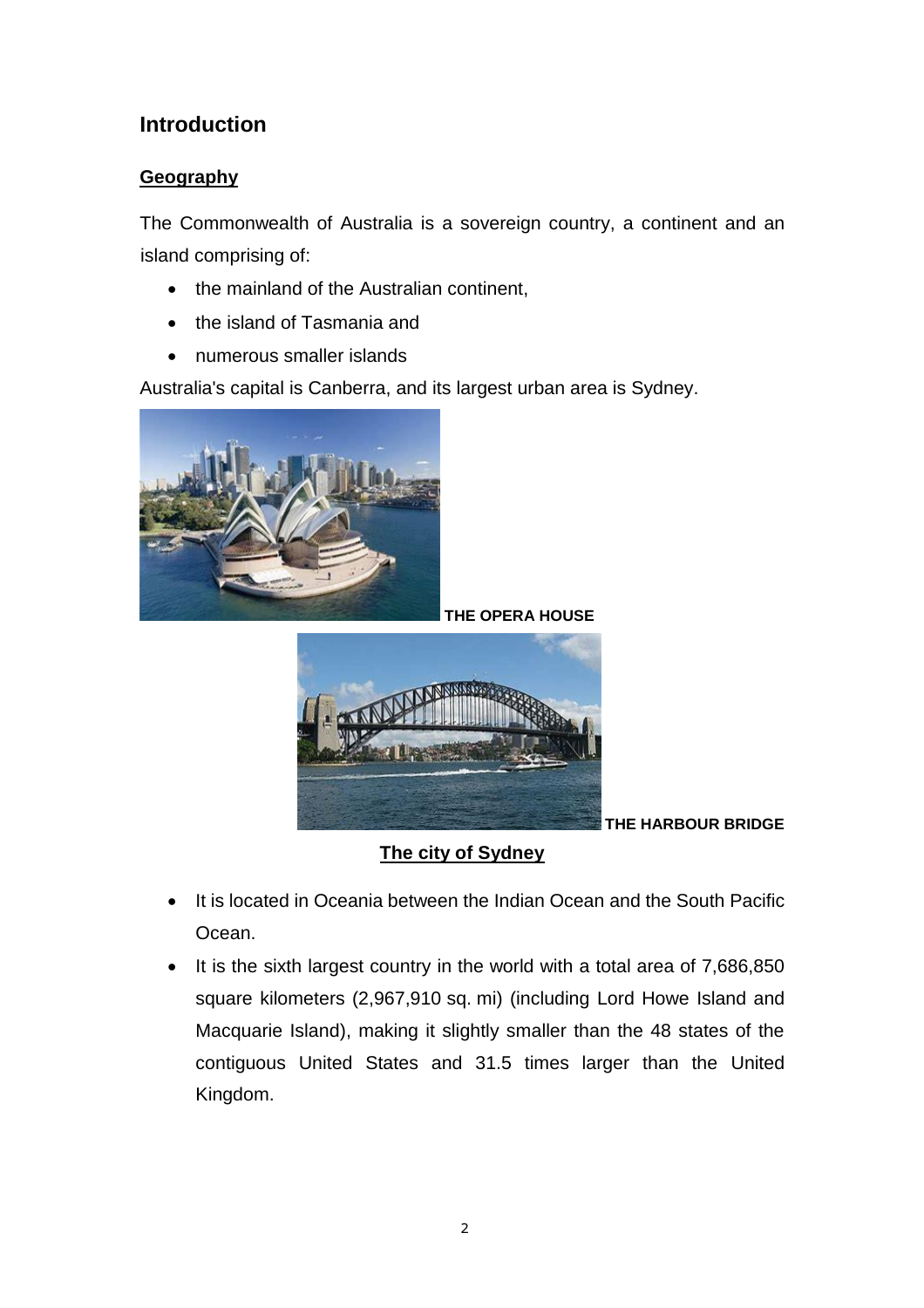## Introduction

### Geography

The Commonwealth of Australia is a sovereign country, a continent and an island comprising of:

- the mainland of the Australian continent,
- the island of Tasmania and
- numerous smaller islands

Australia's capital is Canberra, and its largest urban area is Sydney.

**THE OPERA HOUSE**

**THE HARBOUR BRIDGE**

**The city of Sydney**

- It is located in Oceania between the Indian Ocean and the South Pacific Ocean.
- It is the sixth largest country in the world with a total area of 7,686,850 square kilometers (2,967,910 sq. mi) (including Lord Howe Island and Macquarie Island), making it slightly smaller than the 48 states of the contiguous United States and 31.5 times larger than the United Kingdom.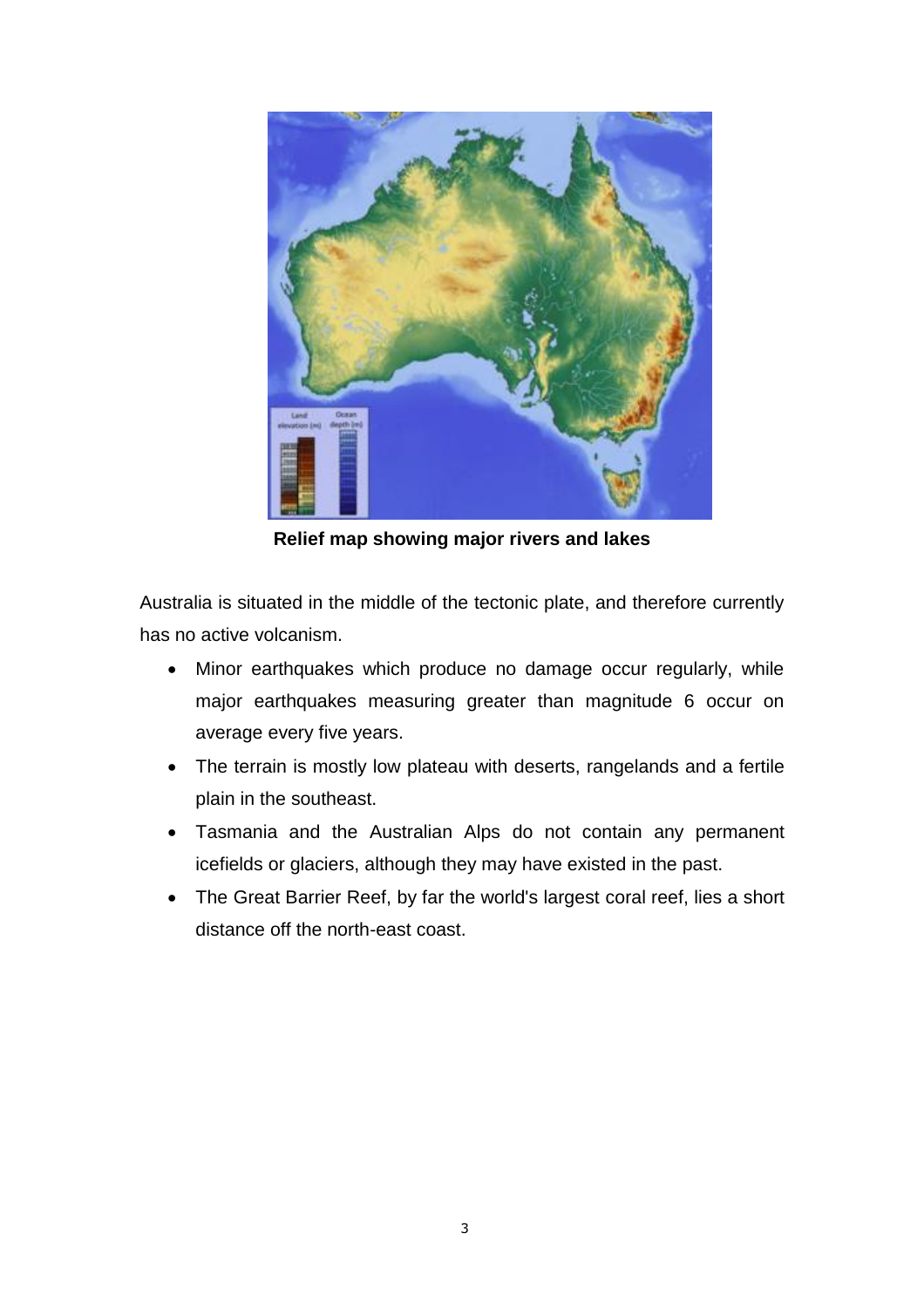**Relief map showing major rivers and lakes**

Australia is situated in the middle of the tectonic plate, and therefore currently has no active volcanism.

- Minor earthquakes which produce no damage occur regularly, while major earthquakes measuring greater than magnitude 6 occur on average every five years.
- The terrain is mostly low plateau with deserts, rangelands and a fertile plain in the southeast.
- Tasmania and the Australian Alps do not contain any permanent icefields or glaciers, although they may have existed in the past.
- The Great Barrier Reef, by far the world's largest coral reef, lies a short distance off the north-east coast.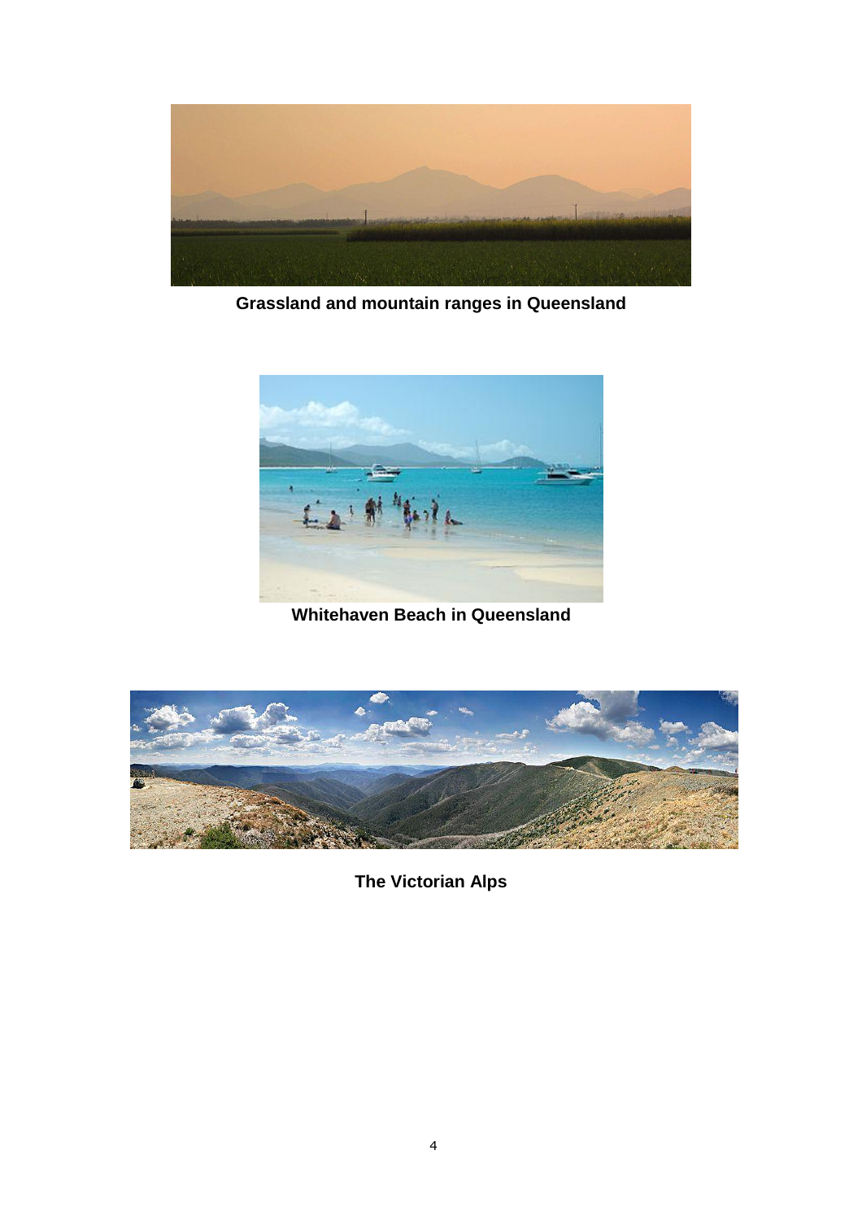**Grassland and mountain ranges in Queensland**

**Whitehaven Beach in Queensland**

**The Victorian Alps**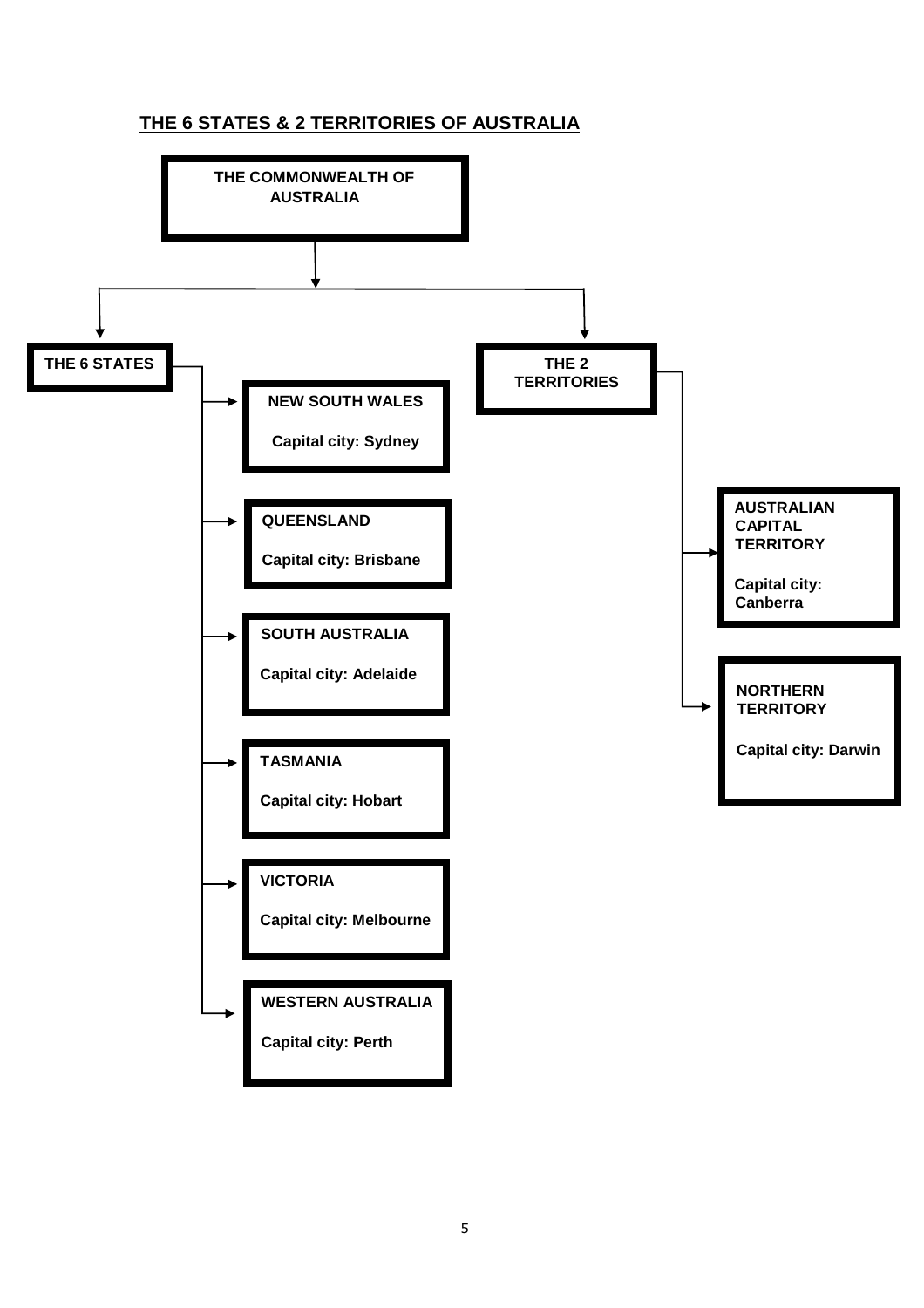## THE 6 STATES & 2 TERRITORIES OF AUSTRALIA

**THE COMMONWEALTH OF AUSTRALIA**

**THE 6 STATES**

- **NEW SOUTH WALES**
  **Capital city: Sydney**
- **QUEENSLAND**
  **Capital city: Brisbane**
- **SOUTH AUSTRALIA**
  **Capital city: Adelaide**
- **TASMANIA**
  **Capital city: Hobart**
- **VICTORIA**
  **Capital city: Melbourne**
- **WESTERN AUSTRALIA**
  **Capital city: Perth**

**THE 2 TERRITORIES**

- **AUSTRALIAN CAPITAL TERRITORY**
  **Capital city: Canberra**
- **NORTHERN TERRITORY**
  **Capital city: Darwin**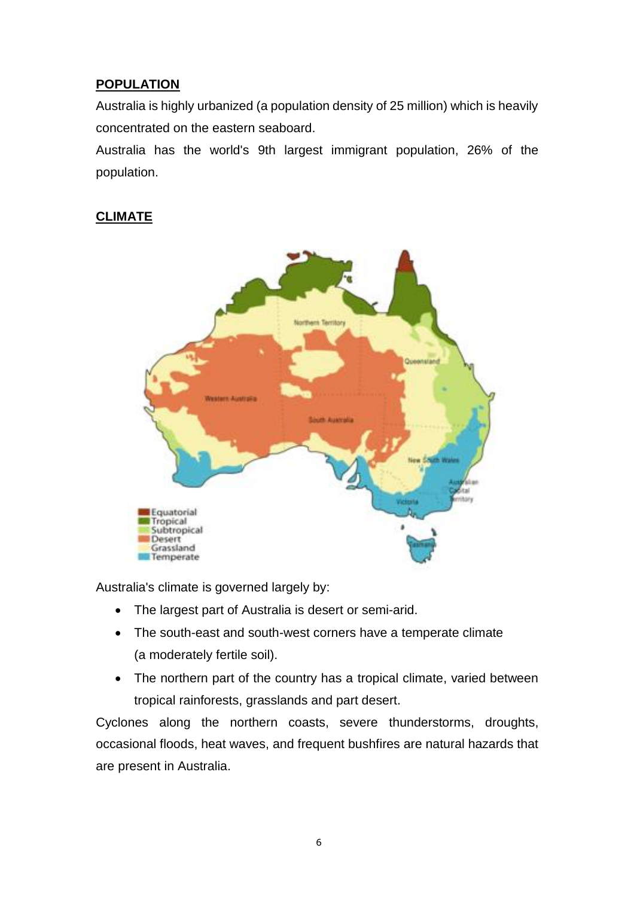## POPULATION

Australia is highly urbanized (a population density of 25 million) which is heavily concentrated on the eastern seaboard.

Australia has the world's 9th largest immigrant population, 26% of the population.

## CLIMATE

Australia's climate is governed largely by:

- The largest part of Australia is desert or semi-arid.
- The south-east and south-west corners have a temperate climate (a moderately fertile soil).
- The northern part of the country has a tropical climate, varied between tropical rainforests, grasslands and part desert.

Cyclones along the northern coasts, severe thunderstorms, droughts, occasional floods, heat waves, and frequent bushfires are natural hazards that are present in Australia.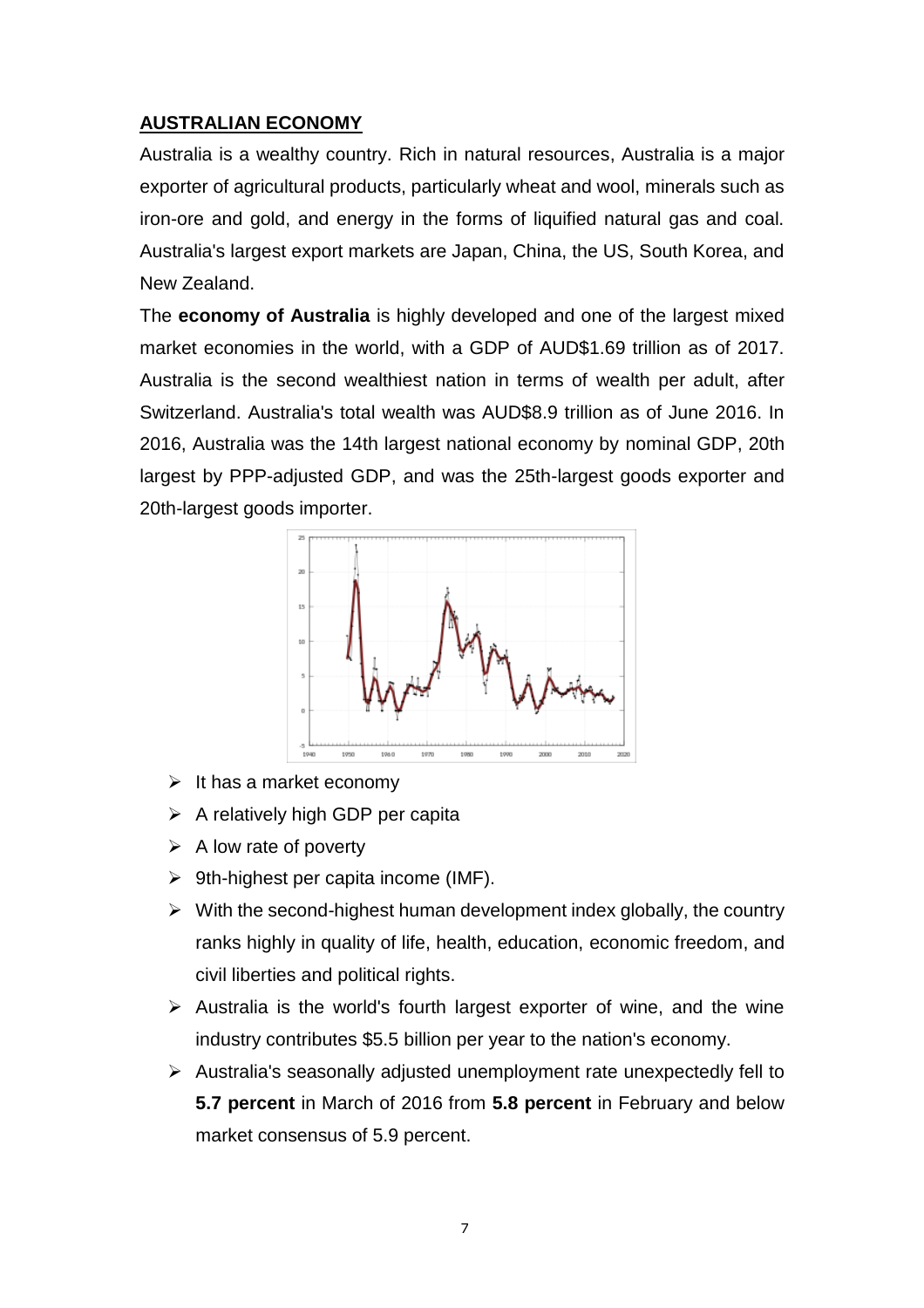**AUSTRALIAN ECONOMY**

Australia is a wealthy country. Rich in natural resources, Australia is a major exporter of agricultural products, particularly wheat and wool, minerals such as iron-ore and gold, and energy in the forms of liquified natural gas and coal. Australia's largest export markets are Japan, China, the US, South Korea, and New Zealand.

The **economy of Australia** is highly developed and one of the largest mixed market economies in the world, with a GDP of AUD$1.69 trillion as of 2017. Australia is the second wealthiest nation in terms of wealth per adult, after Switzerland. Australia's total wealth was AUD$8.9 trillion as of June 2016. In 2016, Australia was the 14th largest national economy by nominal GDP, 20th largest by PPP-adjusted GDP, and was the 25th-largest goods exporter and 20th-largest goods importer.

- It has a market economy
- A relatively high GDP per capita
- A low rate of poverty
- 9th-highest per capita income (IMF).
- With the second-highest human development index globally, the country ranks highly in quality of life, health, education, economic freedom, and civil liberties and political rights.
- Australia is the world's fourth largest exporter of wine, and the wine industry contributes $5.5 billion per year to the nation's economy.
- Australia's seasonally adjusted unemployment rate unexpectedly fell to **5.7 percent** in March of 2016 from **5.8 percent** in February and below market consensus of 5.9 percent.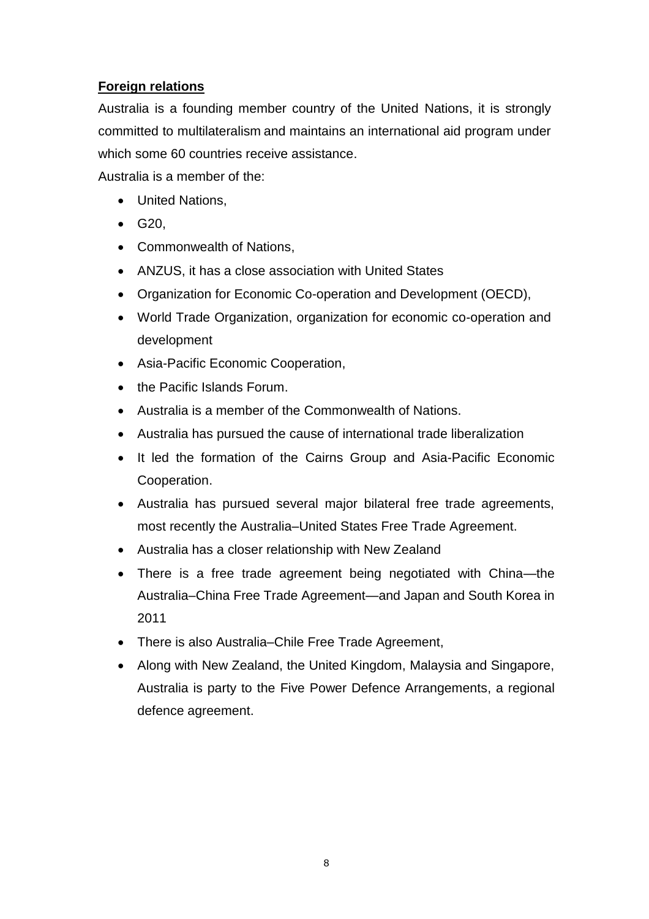**Foreign relations**

Australia is a founding member country of the United Nations, it is strongly committed to multilateralism and maintains an international aid program under which some 60 countries receive assistance.

Australia is a member of the:

- United Nations,
- G20,
- Commonwealth of Nations,
- ANZUS, it has a close association with United States
- Organization for Economic Co-operation and Development (OECD),
- World Trade Organization, organization for economic co-operation and development
- Asia-Pacific Economic Cooperation,
- the Pacific Islands Forum.
- Australia is a member of the Commonwealth of Nations.
- Australia has pursued the cause of international trade liberalization
- It led the formation of the Cairns Group and Asia-Pacific Economic Cooperation.
- Australia has pursued several major bilateral free trade agreements, most recently the Australia–United States Free Trade Agreement.
- Australia has a closer relationship with New Zealand
- There is a free trade agreement being negotiated with China—the Australia–China Free Trade Agreement—and Japan and South Korea in 2011
- There is also Australia–Chile Free Trade Agreement,
- Along with New Zealand, the United Kingdom, Malaysia and Singapore, Australia is party to the Five Power Defence Arrangements, a regional defence agreement.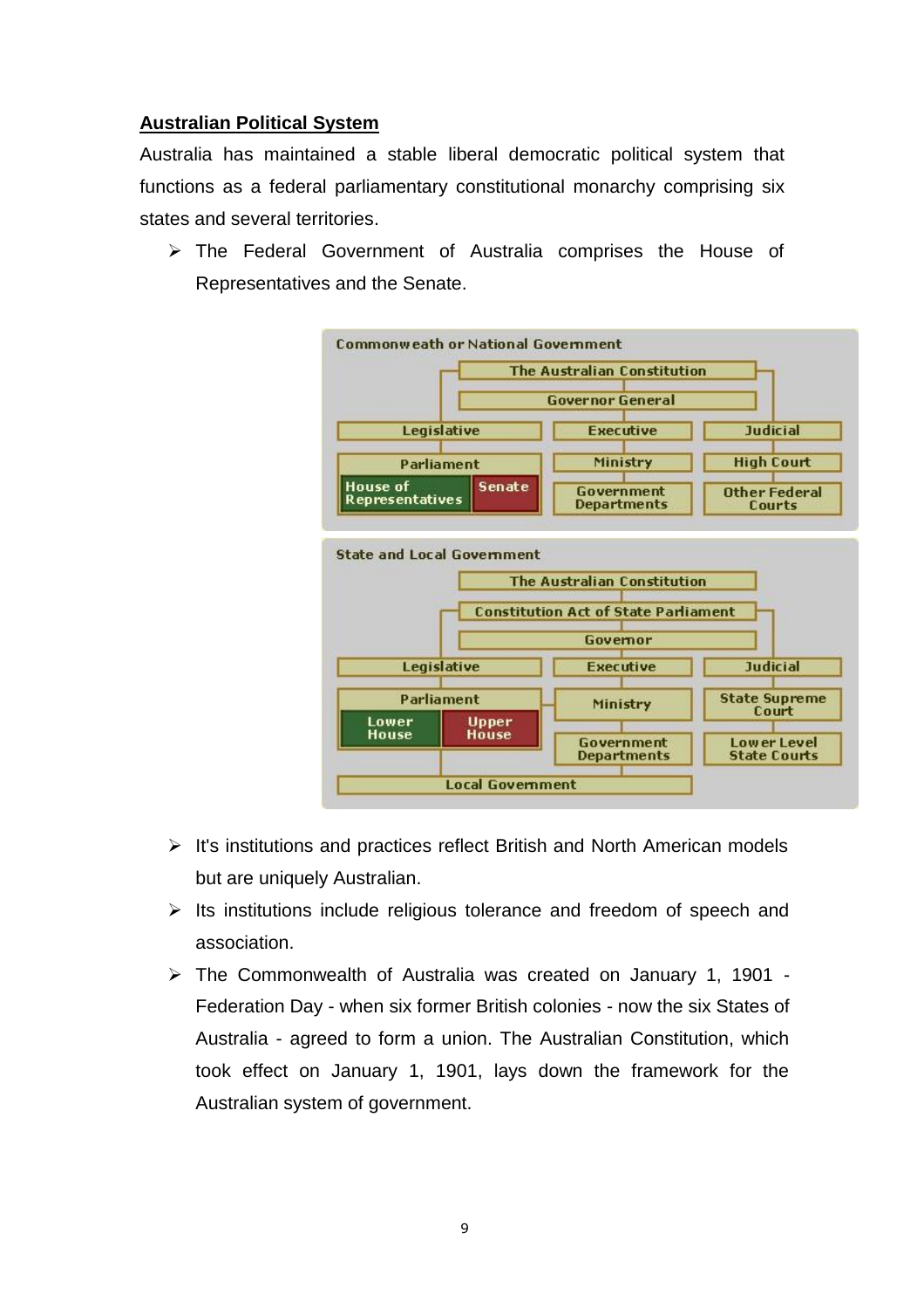**Australian Political System**

Australia has maintained a stable liberal democratic political system that functions as a federal parliamentary constitutional monarchy comprising six states and several territories.

- The Federal Government of Australia comprises the House of Representatives and the Senate.

**Commonweath or National Government**

- The Australian Constitution
- Governor General
- Legislative
  - Parliament
    - House of Representatives
    - Senate
- Executive
  - Ministry
  - Government Departments
- Judicial
  - High Court
  - Other Federal Courts

**State and Local Government**

- The Australian Constitution
- Constitution Act of State Parliament
- Governor
- Legislative
  - Parliament
    - Lower House
    - Upper House
  - Local Government
- Executive
  - Ministry
  - Government Departments
- Judicial
  - State Supreme Court
  - Lower Level State Courts

- It's institutions and practices reflect British and North American models but are uniquely Australian.
- Its institutions include religious tolerance and freedom of speech and association.
- The Commonwealth of Australia was created on January 1, 1901 - Federation Day - when six former British colonies - now the six States of Australia - agreed to form a union. The Australian Constitution, which took effect on January 1, 1901, lays down the framework for the Australian system of government.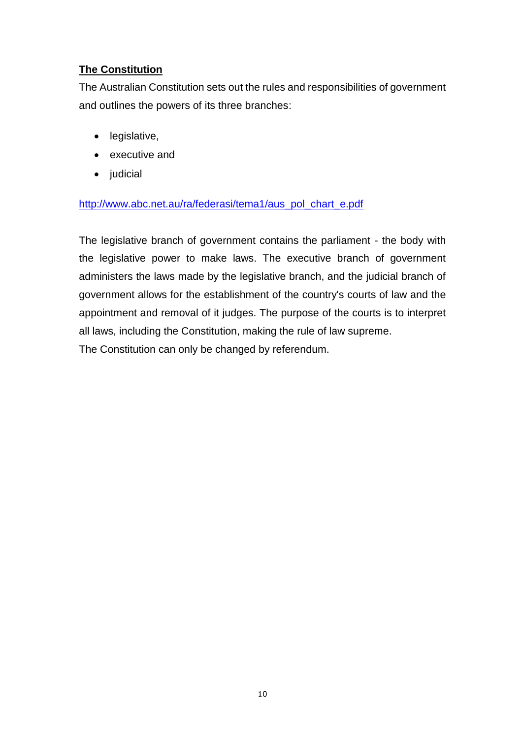**The Constitution**

The Australian Constitution sets out the rules and responsibilities of government and outlines the powers of its three branches:

- legislative,
- executive and
- judicial

[http://www.abc.net.au/ra/federasi/tema1/aus_pol_chart_e.pdf](http://www.abc.net.au/ra/federasi/tema1/aus_pol_chart_e.pdf)

The legislative branch of government contains the parliament - the body with the legislative power to make laws. The executive branch of government administers the laws made by the legislative branch, and the judicial branch of government allows for the establishment of the country's courts of law and the appointment and removal of it judges. The purpose of the courts is to interpret all laws, including the Constitution, making the rule of law supreme.
The Constitution can only be changed by referendum.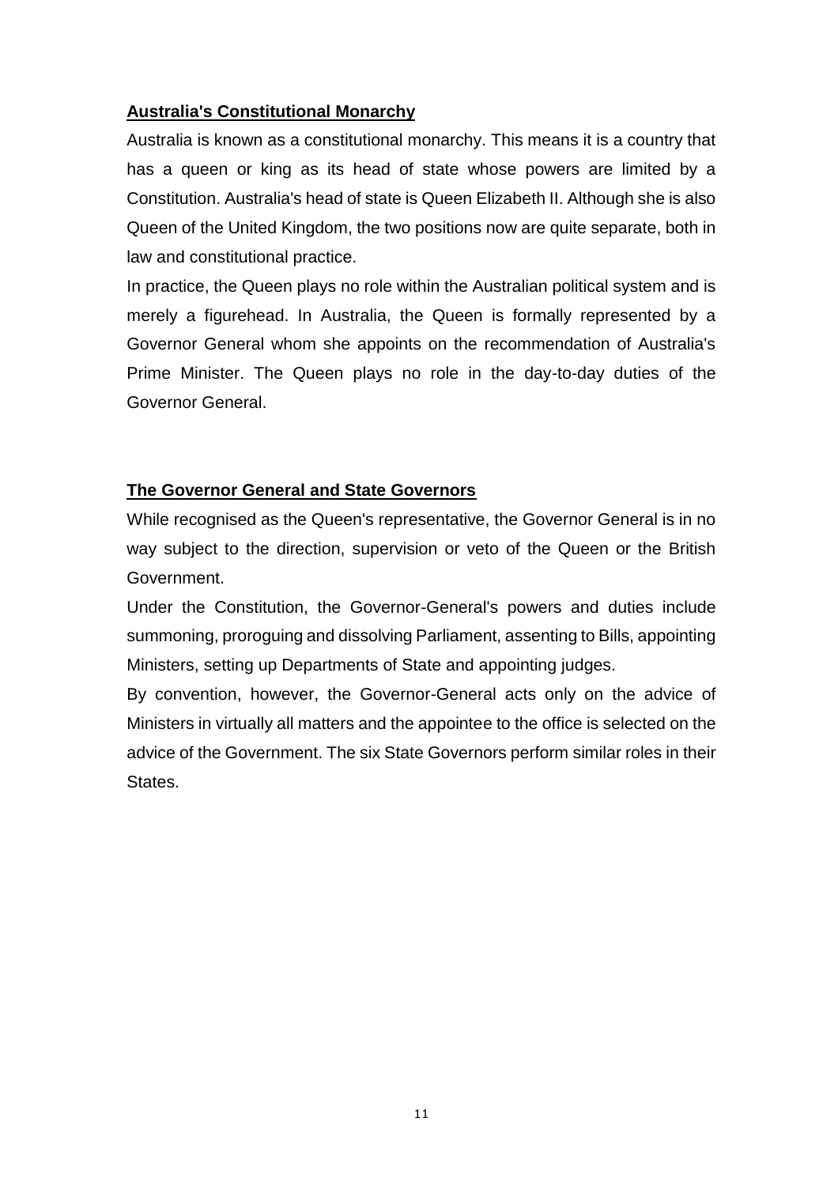## Australia's Constitutional Monarchy

Australia is known as a constitutional monarchy. This means it is a country that has a queen or king as its head of state whose powers are limited by a Constitution. Australia's head of state is Queen Elizabeth II. Although she is also Queen of the United Kingdom, the two positions now are quite separate, both in law and constitutional practice.

In practice, the Queen plays no role within the Australian political system and is merely a figurehead. In Australia, the Queen is formally represented by a Governor General whom she appoints on the recommendation of Australia's Prime Minister. The Queen plays no role in the day-to-day duties of the Governor General.

## The Governor General and State Governors

While recognised as the Queen's representative, the Governor General is in no way subject to the direction, supervision or veto of the Queen or the British Government.

Under the Constitution, the Governor-General's powers and duties include summoning, proroguing and dissolving Parliament, assenting to Bills, appointing Ministers, setting up Departments of State and appointing judges.

By convention, however, the Governor-General acts only on the advice of Ministers in virtually all matters and the appointee to the office is selected on the advice of the Government. The six State Governors perform similar roles in their States.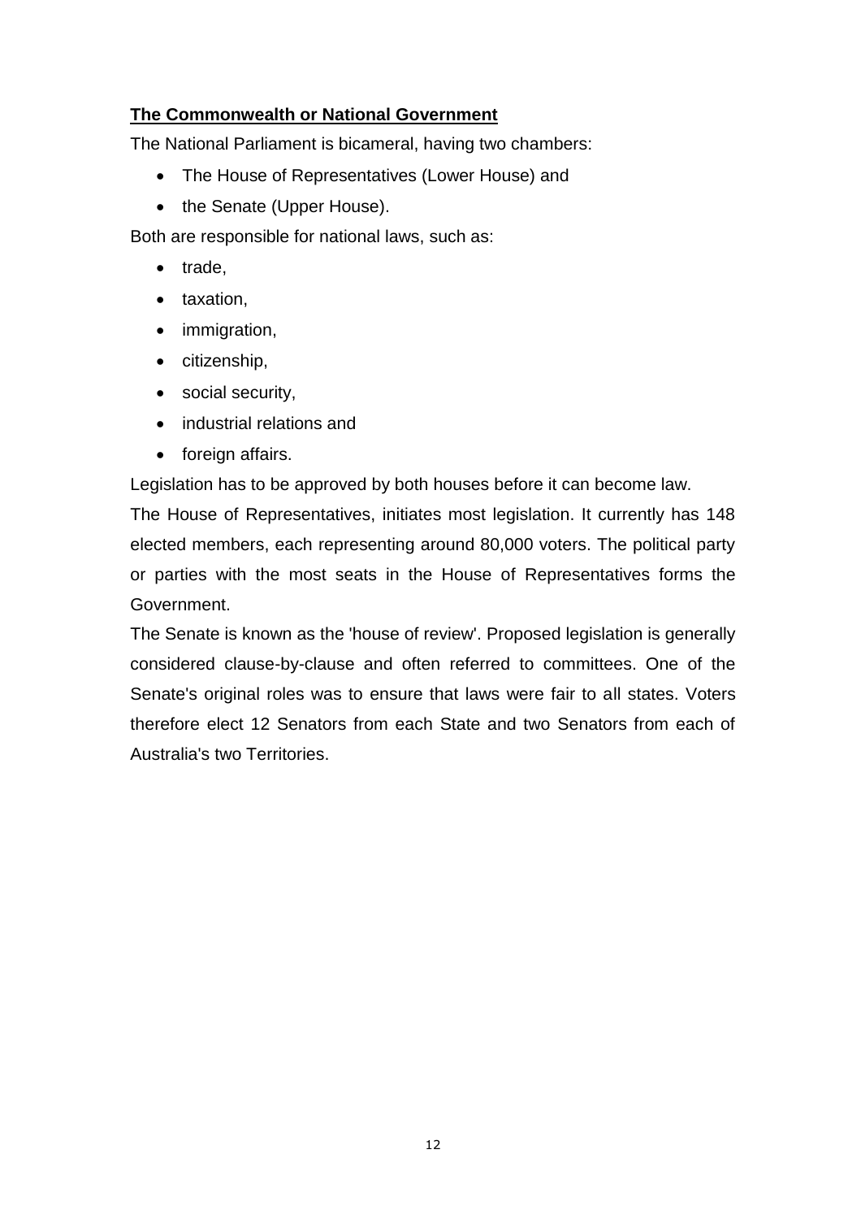**The Commonwealth or National Government**

The National Parliament is bicameral, having two chambers:

- The House of Representatives (Lower House) and
- the Senate (Upper House).

Both are responsible for national laws, such as:

- trade,
- taxation,
- immigration,
- citizenship,
- social security,
- industrial relations and
- foreign affairs.

Legislation has to be approved by both houses before it can become law.

The House of Representatives, initiates most legislation. It currently has 148 elected members, each representing around 80,000 voters. The political party or parties with the most seats in the House of Representatives forms the Government.

The Senate is known as the 'house of review'. Proposed legislation is generally considered clause-by-clause and often referred to committees. One of the Senate's original roles was to ensure that laws were fair to all states. Voters therefore elect 12 Senators from each State and two Senators from each of Australia's two Territories.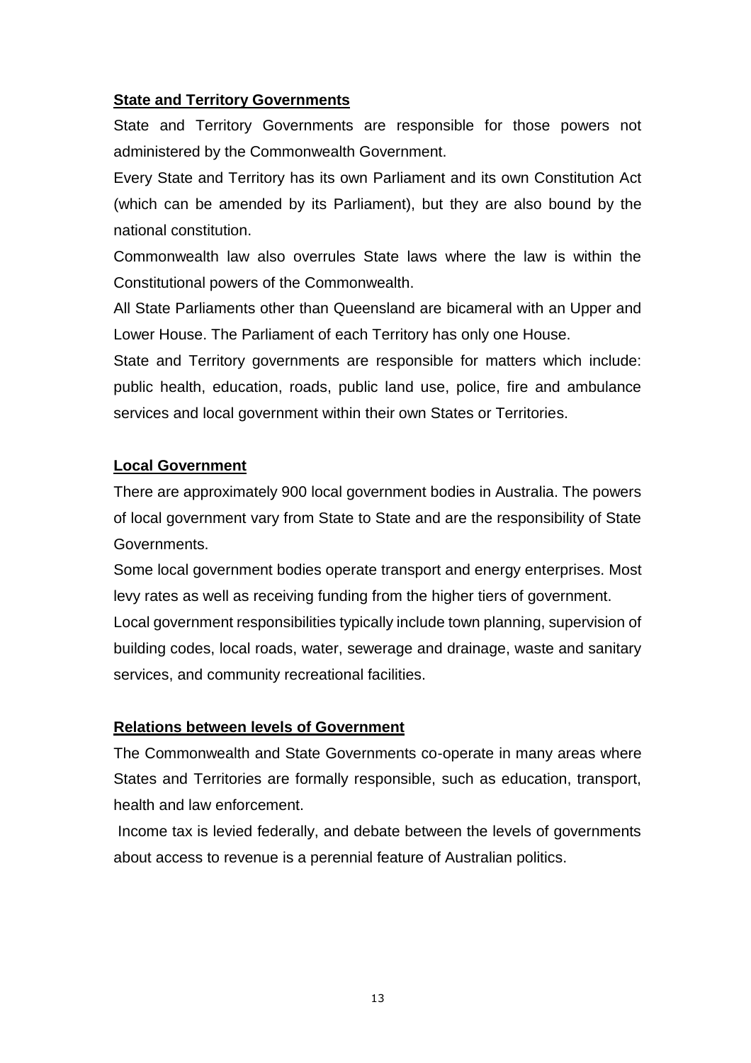**State and Territory Governments**

State and Territory Governments are responsible for those powers not administered by the Commonwealth Government.

Every State and Territory has its own Parliament and its own Constitution Act (which can be amended by its Parliament), but they are also bound by the national constitution.

Commonwealth law also overrules State laws where the law is within the Constitutional powers of the Commonwealth.

All State Parliaments other than Queensland are bicameral with an Upper and Lower House. The Parliament of each Territory has only one House.

State and Territory governments are responsible for matters which include: public health, education, roads, public land use, police, fire and ambulance services and local government within their own States or Territories.

**Local Government**

There are approximately 900 local government bodies in Australia. The powers of local government vary from State to State and are the responsibility of State Governments.

Some local government bodies operate transport and energy enterprises. Most levy rates as well as receiving funding from the higher tiers of government.

Local government responsibilities typically include town planning, supervision of building codes, local roads, water, sewerage and drainage, waste and sanitary services, and community recreational facilities.

**Relations between levels of Government**

The Commonwealth and State Governments co-operate in many areas where States and Territories are formally responsible, such as education, transport, health and law enforcement.

Income tax is levied federally, and debate between the levels of governments about access to revenue is a perennial feature of Australian politics.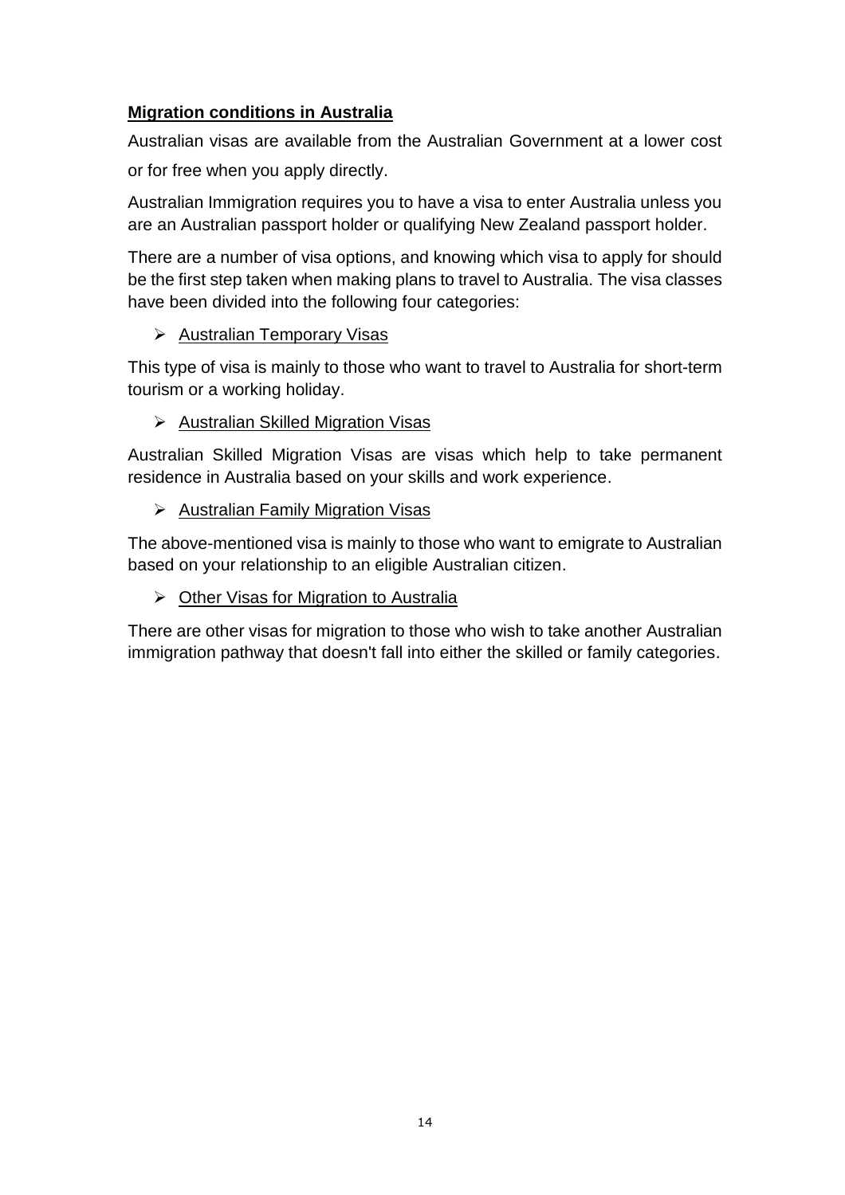## Migration conditions in Australia

Australian visas are available from the Australian Government at a lower cost or for free when you apply directly.

Australian Immigration requires you to have a visa to enter Australia unless you are an Australian passport holder or qualifying New Zealand passport holder.

There are a number of visa options, and knowing which visa to apply for should be the first step taken when making plans to travel to Australia. The visa classes have been divided into the following four categories:

- Australian Temporary Visas

This type of visa is mainly to those who want to travel to Australia for short-term tourism or a working holiday.

- Australian Skilled Migration Visas

Australian Skilled Migration Visas are visas which help to take permanent residence in Australia based on your skills and work experience.

- Australian Family Migration Visas

The above-mentioned visa is mainly to those who want to emigrate to Australian based on your relationship to an eligible Australian citizen.

- Other Visas for Migration to Australia

There are other visas for migration to those who wish to take another Australian immigration pathway that doesn't fall into either the skilled or family categories.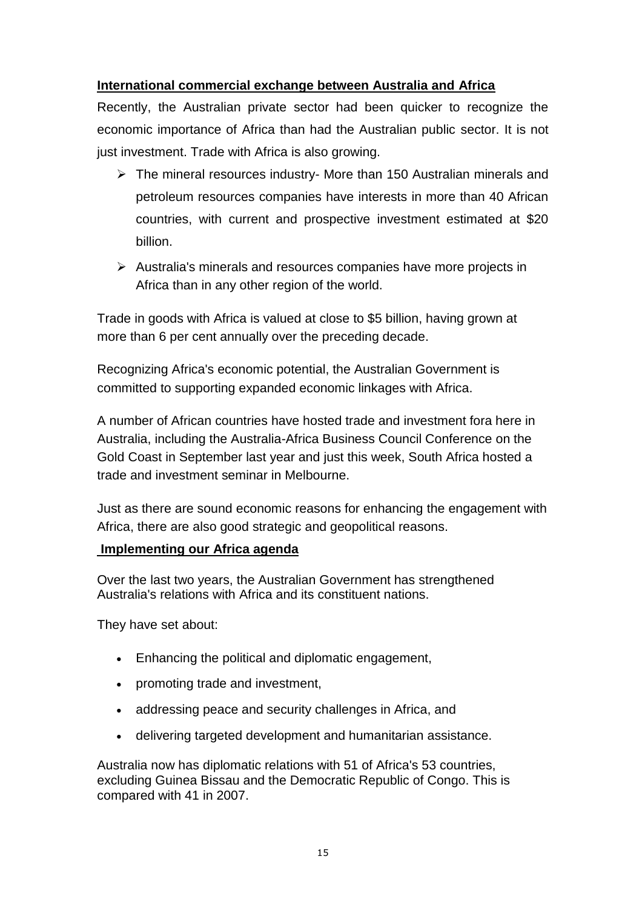**International commercial exchange between Australia and Africa**

Recently, the Australian private sector had been quicker to recognize the economic importance of Africa than had the Australian public sector. It is not just investment. Trade with Africa is also growing.

- The mineral resources industry- More than 150 Australian minerals and petroleum resources companies have interests in more than 40 African countries, with current and prospective investment estimated at $20 billion.
- Australia's minerals and resources companies have more projects in Africa than in any other region of the world.

Trade in goods with Africa is valued at close to $5 billion, having grown at more than 6 per cent annually over the preceding decade.

Recognizing Africa's economic potential, the Australian Government is committed to supporting expanded economic linkages with Africa.

A number of African countries have hosted trade and investment fora here in Australia, including the Australia-Africa Business Council Conference on the Gold Coast in September last year and just this week, South Africa hosted a trade and investment seminar in Melbourne.

Just as there are sound economic reasons for enhancing the engagement with Africa, there are also good strategic and geopolitical reasons.

**Implementing our Africa agenda**

Over the last two years, the Australian Government has strengthened Australia's relations with Africa and its constituent nations.

They have set about:

- Enhancing the political and diplomatic engagement,
- promoting trade and investment,
- addressing peace and security challenges in Africa, and
- delivering targeted development and humanitarian assistance.

Australia now has diplomatic relations with 51 of Africa's 53 countries, excluding Guinea Bissau and the Democratic Republic of Congo. This is compared with 41 in 2007.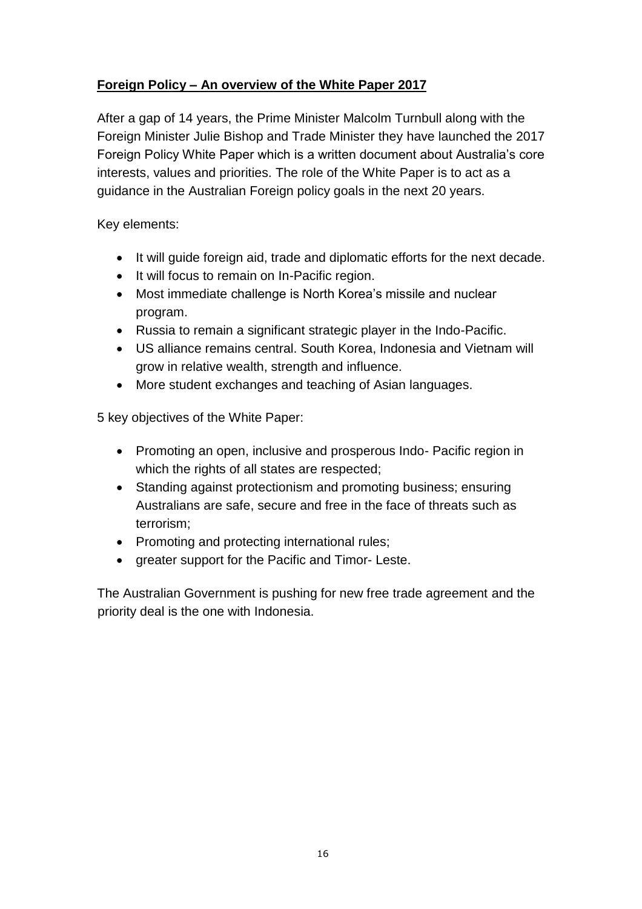**Foreign Policy – An overview of the White Paper 2017**

After a gap of 14 years, the Prime Minister Malcolm Turnbull along with the Foreign Minister Julie Bishop and Trade Minister they have launched the 2017 Foreign Policy White Paper which is a written document about Australia's core interests, values and priorities. The role of the White Paper is to act as a guidance in the Australian Foreign policy goals in the next 20 years.

Key elements:

- It will guide foreign aid, trade and diplomatic efforts for the next decade.
- It will focus to remain on In-Pacific region.
- Most immediate challenge is North Korea's missile and nuclear program.
- Russia to remain a significant strategic player in the Indo-Pacific.
- US alliance remains central. South Korea, Indonesia and Vietnam will grow in relative wealth, strength and influence.
- More student exchanges and teaching of Asian languages.

5 key objectives of the White Paper:

- Promoting an open, inclusive and prosperous Indo- Pacific region in which the rights of all states are respected;
- Standing against protectionism and promoting business; ensuring Australians are safe, secure and free in the face of threats such as terrorism;
- Promoting and protecting international rules;
- greater support for the Pacific and Timor- Leste.

The Australian Government is pushing for new free trade agreement and the priority deal is the one with Indonesia.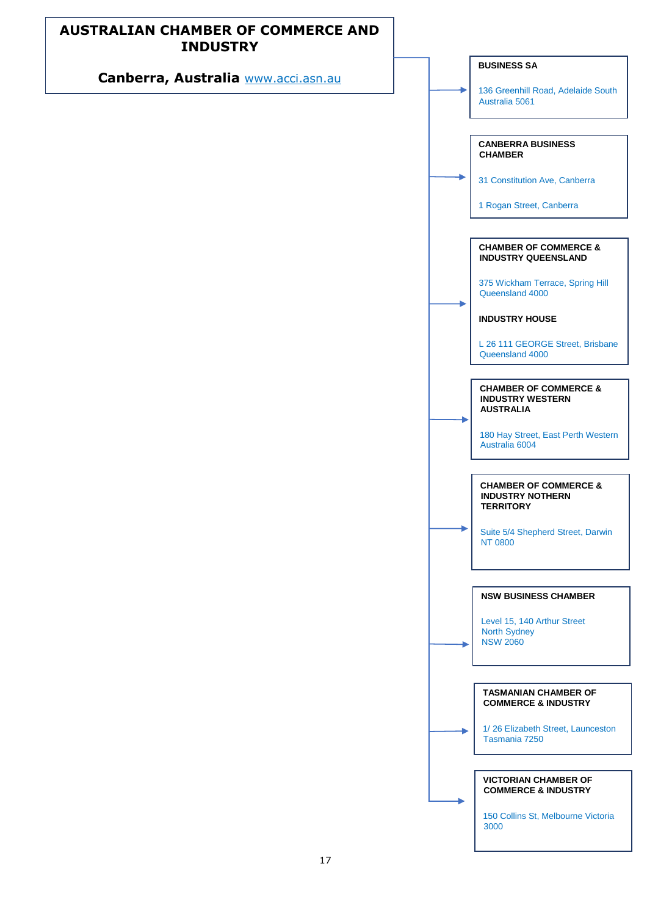# AUSTRALIAN CHAMBER OF COMMERCE AND INDUSTRY

**Canberra, Australia** www.acci.asn.au

**BUSINESS SA**

136 Greenhill Road, Adelaide South Australia 5061

**CANBERRA BUSINESS CHAMBER**

31 Constitution Ave, Canberra

1 Rogan Street, Canberra

**CHAMBER OF COMMERCE & INDUSTRY QUEENSLAND**

375 Wickham Terrace, Spring Hill Queensland 4000

**INDUSTRY HOUSE**

L 26 111 GEORGE Street, Brisbane Queensland 4000

**CHAMBER OF COMMERCE & INDUSTRY WESTERN AUSTRALIA**

180 Hay Street, East Perth Western Australia 6004

**CHAMBER OF COMMERCE & INDUSTRY NOTHERN TERRITORY**

Suite 5/4 Shepherd Street, Darwin NT 0800

**NSW BUSINESS CHAMBER**

Level 15, 140 Arthur Street
North Sydney
NSW 2060

**TASMANIAN CHAMBER OF COMMERCE & INDUSTRY**

1/ 26 Elizabeth Street, Launceston Tasmania 7250

**VICTORIAN CHAMBER OF COMMERCE & INDUSTRY**

150 Collins St, Melbourne Victoria 3000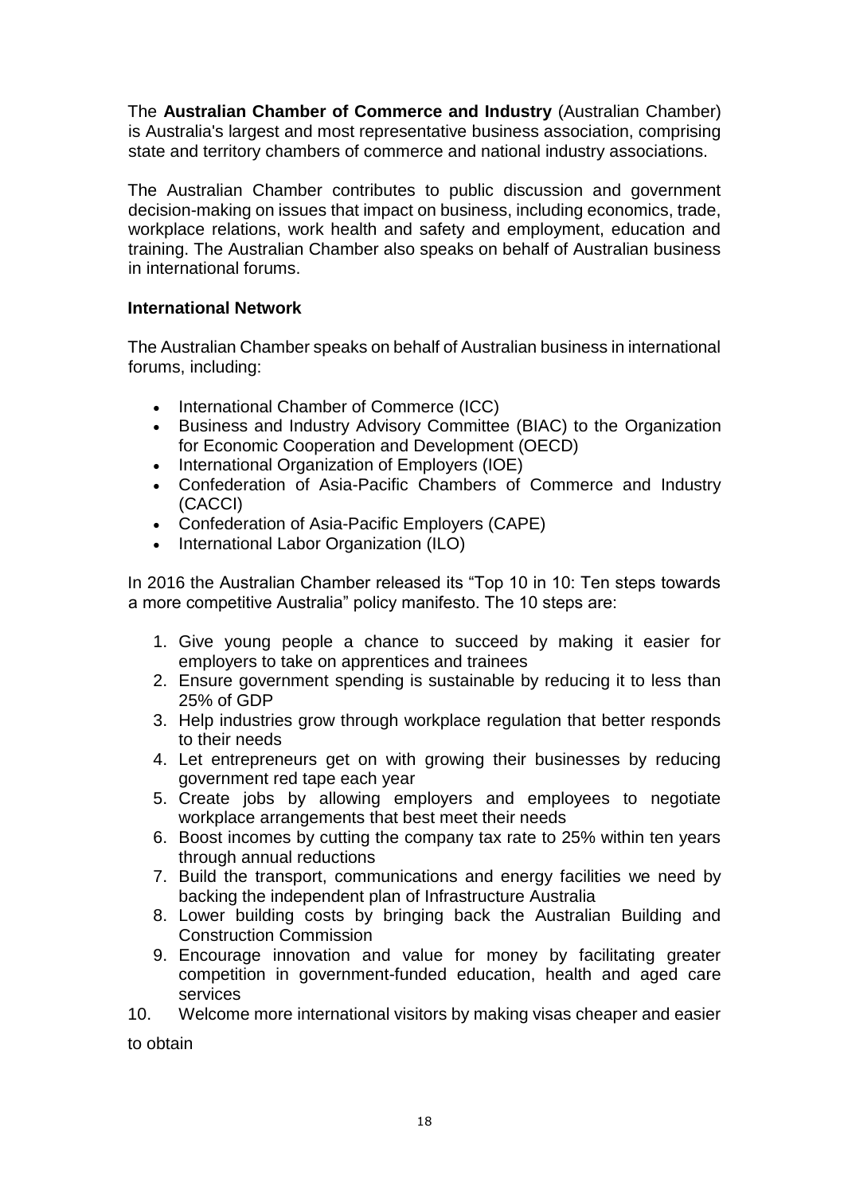The **Australian Chamber of Commerce and Industry** (Australian Chamber) is Australia's largest and most representative business association, comprising state and territory chambers of commerce and national industry associations.

The Australian Chamber contributes to public discussion and government decision-making on issues that impact on business, including economics, trade, workplace relations, work health and safety and employment, education and training. The Australian Chamber also speaks on behalf of Australian business in international forums.

**International Network**

The Australian Chamber speaks on behalf of Australian business in international forums, including:

- International Chamber of Commerce (ICC)
- Business and Industry Advisory Committee (BIAC) to the Organization for Economic Cooperation and Development (OECD)
- International Organization of Employers (IOE)
- Confederation of Asia-Pacific Chambers of Commerce and Industry (CACCI)
- Confederation of Asia-Pacific Employers (CAPE)
- International Labor Organization (ILO)

In 2016 the Australian Chamber released its "Top 10 in 10: Ten steps towards a more competitive Australia" policy manifesto. The 10 steps are:

1. Give young people a chance to succeed by making it easier for employers to take on apprentices and trainees
2. Ensure government spending is sustainable by reducing it to less than 25% of GDP
3. Help industries grow through workplace regulation that better responds to their needs
4. Let entrepreneurs get on with growing their businesses by reducing government red tape each year
5. Create jobs by allowing employers and employees to negotiate workplace arrangements that best meet their needs
6. Boost incomes by cutting the company tax rate to 25% within ten years through annual reductions
7. Build the transport, communications and energy facilities we need by backing the independent plan of Infrastructure Australia
8. Lower building costs by bringing back the Australian Building and Construction Commission
9. Encourage innovation and value for money by facilitating greater competition in government-funded education, health and aged care services
10. Welcome more international visitors by making visas cheaper and easier to obtain